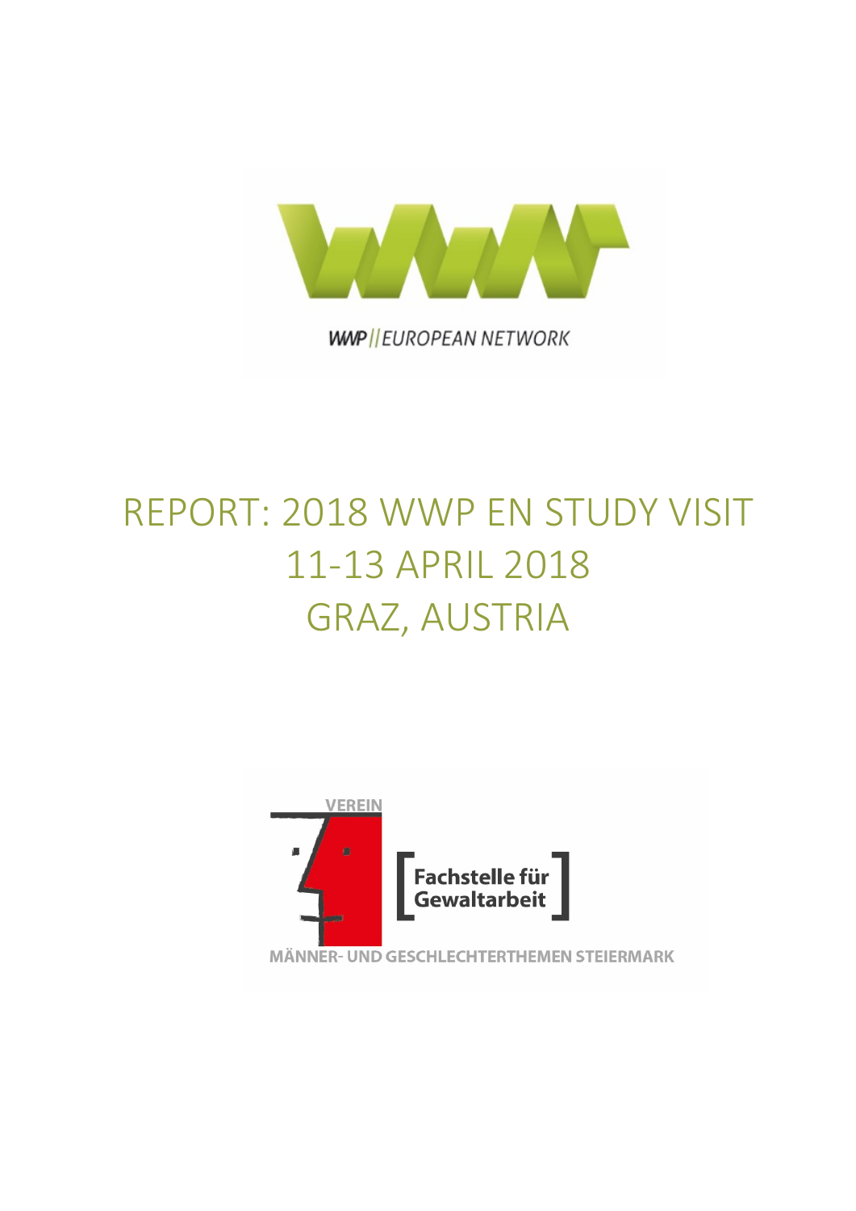WWP || EUROPEAN NETWORK

# REPORT: 2018 WWP EN STUDY VISIT
# 11-13 APRIL 2018
# GRAZ, AUSTRIA

VEREIN

Fachstelle für Gewaltarbeit

MÄNNER- UND GESCHLECHTERTHEMEN STEIERMARK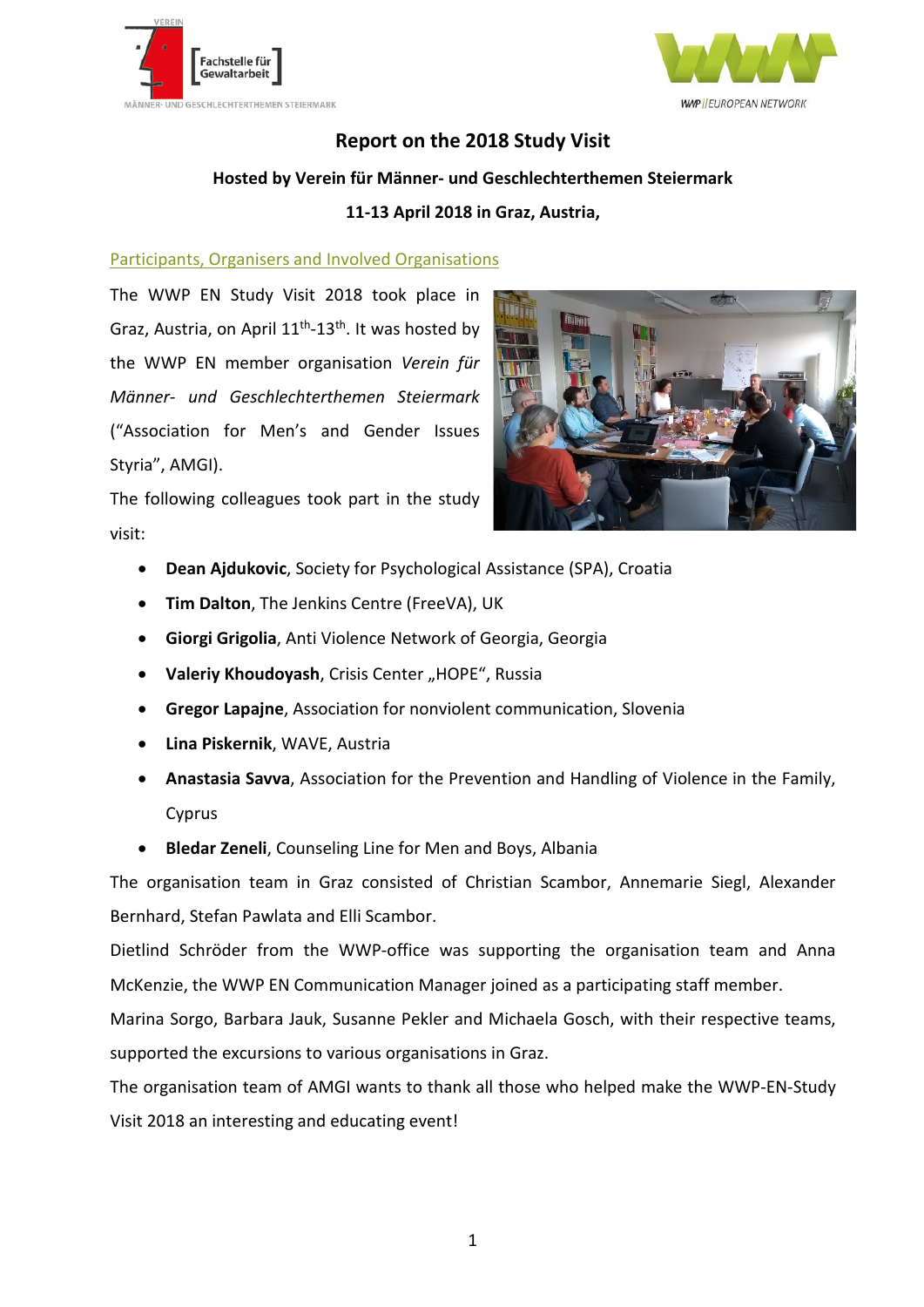# Report on the 2018 Study Visit

**Hosted by Verein für Männer- und Geschlechterthemen Steiermark**

**11-13 April 2018 in Graz, Austria,**

## Participants, Organisers and Involved Organisations

The WWP EN Study Visit 2018 took place in Graz, Austria, on April 11th-13th. It was hosted by the WWP EN member organisation *Verein für Männer- und Geschlechterthemen Steiermark* ("Association for Men's and Gender Issues Styria", AMGI).

The following colleagues took part in the study visit:

- **Dean Ajdukovic**, Society for Psychological Assistance (SPA), Croatia
- **Tim Dalton**, The Jenkins Centre (FreeVA), UK
- **Giorgi Grigolia**, Anti Violence Network of Georgia, Georgia
- **Valeriy Khoudoyash**, Crisis Center „HOPE", Russia
- **Gregor Lapajne**, Association for nonviolent communication, Slovenia
- **Lina Piskernik**, WAVE, Austria
- **Anastasia Savva**, Association for the Prevention and Handling of Violence in the Family, Cyprus
- **Bledar Zeneli**, Counseling Line for Men and Boys, Albania

The organisation team in Graz consisted of Christian Scambor, Annemarie Siegl, Alexander Bernhard, Stefan Pawlata and Elli Scambor.

Dietlind Schröder from the WWP-office was supporting the organisation team and Anna McKenzie, the WWP EN Communication Manager joined as a participating staff member.

Marina Sorgo, Barbara Jauk, Susanne Pekler and Michaela Gosch, with their respective teams, supported the excursions to various organisations in Graz.

The organisation team of AMGI wants to thank all those who helped make the WWP-EN-Study Visit 2018 an interesting and educating event!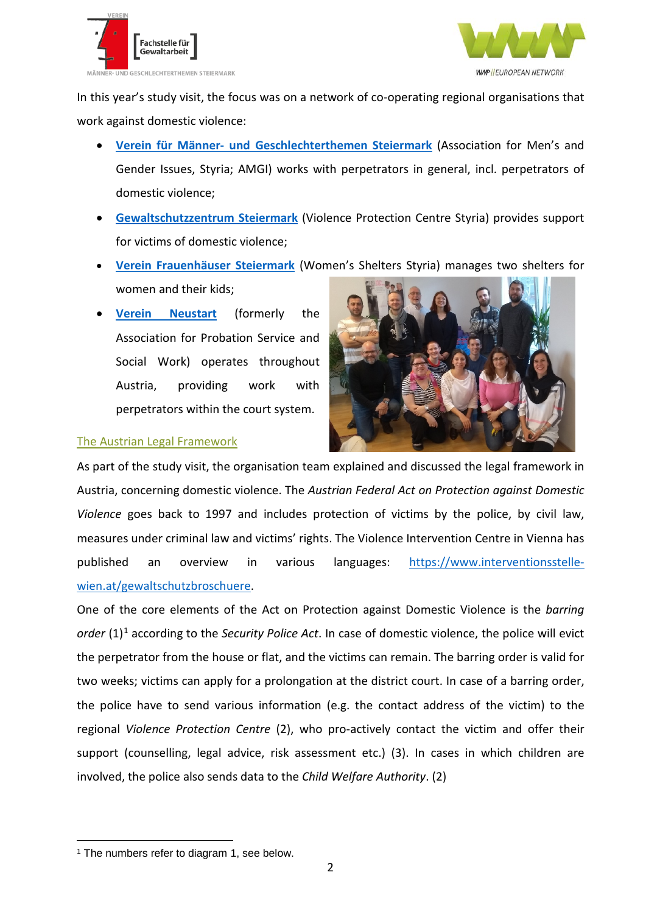In this year's study visit, the focus was on a network of co-operating regional organisations that work against domestic violence:

- **[Verein für Männer- und Geschlechterthemen Steiermark]** (Association for Men's and Gender Issues, Styria; AMGI) works with perpetrators in general, incl. perpetrators of domestic violence;
- **[Gewaltschutzzentrum Steiermark]** (Violence Protection Centre Styria) provides support for victims of domestic violence;
- **[Verein Frauenhäuser Steiermark]** (Women's Shelters Styria) manages two shelters for women and their kids;
- **[Verein Neustart]** (formerly the Association for Probation Service and Social Work) operates throughout Austria, providing work with perpetrators within the court system.

## The Austrian Legal Framework

As part of the study visit, the organisation team explained and discussed the legal framework in Austria, concerning domestic violence. The *Austrian Federal Act on Protection against Domestic Violence* goes back to 1997 and includes protection of victims by the police, by civil law, measures under criminal law and victims' rights. The Violence Intervention Centre in Vienna has published an overview in various languages: https://www.interventionsstelle-wien.at/gewaltschutzbroschuere.

One of the core elements of the Act on Protection against Domestic Violence is the *barring order* (1)[1] according to the *Security Police Act*. In case of domestic violence, the police will evict the perpetrator from the house or flat, and the victims can remain. The barring order is valid for two weeks; victims can apply for a prolongation at the district court. In case of a barring order, the police have to send various information (e.g. the contact address of the victim) to the regional *Violence Protection Centre* (2), who pro-actively contact the victim and offer their support (counselling, legal advice, risk assessment etc.) (3). In cases in which children are involved, the police also sends data to the *Child Welfare Authority*. (2)

[1] The numbers refer to diagram 1, see below.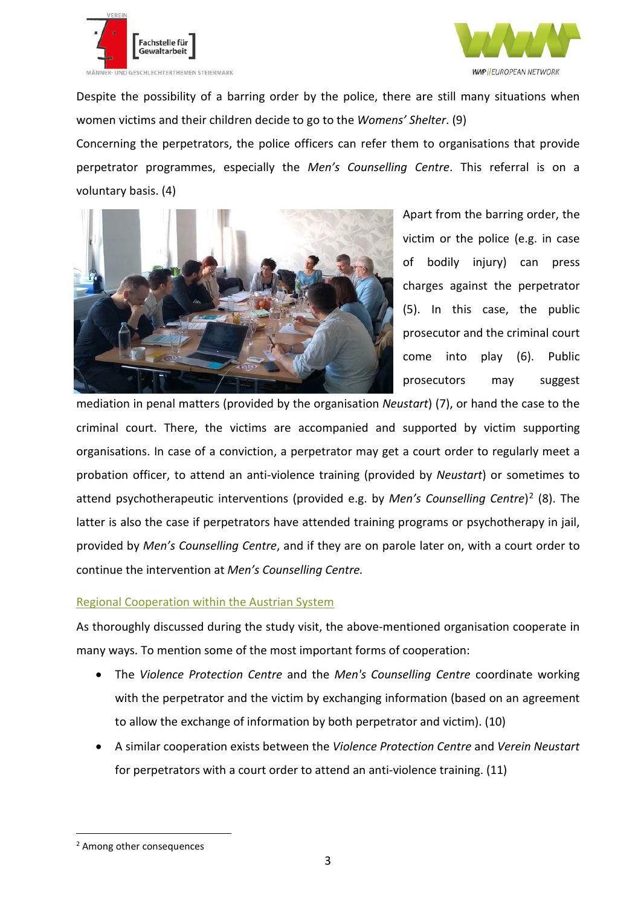Despite the possibility of a barring order by the police, there are still many situations when women victims and their children decide to go to the *Womens' Shelter*. (9)

Concerning the perpetrators, the police officers can refer them to organisations that provide perpetrator programmes, especially the *Men's Counselling Centre*. This referral is on a voluntary basis. (4)

Apart from the barring order, the victim or the police (e.g. in case of bodily injury) can press charges against the perpetrator (5). In this case, the public prosecutor and the criminal court come into play (6). Public prosecutors may suggest mediation in penal matters (provided by the organisation *Neustart*) (7), or hand the case to the criminal court. There, the victims are accompanied and supported by victim supporting organisations. In case of a conviction, a perpetrator may get a court order to regularly meet a probation officer, to attend an anti-violence training (provided by *Neustart*) or sometimes to attend psychotherapeutic interventions (provided e.g. by *Men's Counselling Centre*)[2] (8). The latter is also the case if perpetrators have attended training programs or psychotherapy in jail, provided by *Men's Counselling Centre*, and if they are on parole later on, with a court order to continue the intervention at *Men's Counselling Centre.*

## Regional Cooperation within the Austrian System

As thoroughly discussed during the study visit, the above-mentioned organisation cooperate in many ways. To mention some of the most important forms of cooperation:

- The *Violence Protection Centre* and the *Men's Counselling Centre* coordinate working with the perpetrator and the victim by exchanging information (based on an agreement to allow the exchange of information by both perpetrator and victim). (10)
- A similar cooperation exists between the *Violence Protection Centre* and *Verein Neustart* for perpetrators with a court order to attend an anti-violence training. (11)

[2] Among other consequences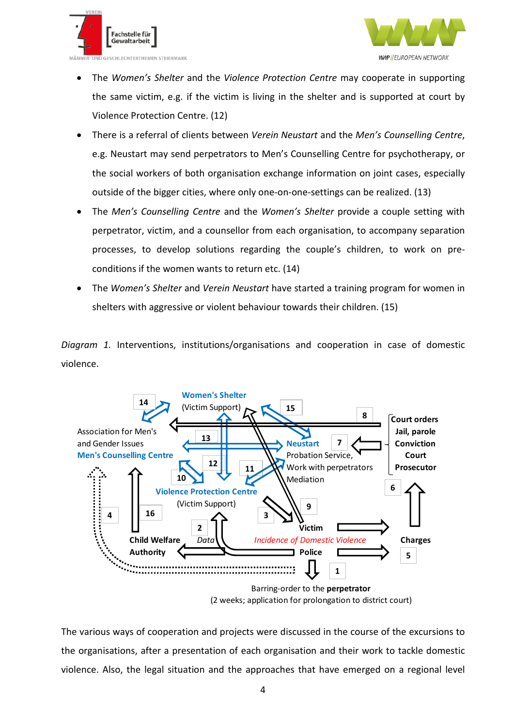- The *Women's Shelter* and the *Violence Protection Centre* may cooperate in supporting the same victim, e.g. if the victim is living in the shelter and is supported at court by Violence Protection Centre. (12)
- There is a referral of clients between *Verein Neustart* and the *Men's Counselling Centre*, e.g. Neustart may send perpetrators to Men's Counselling Centre for psychotherapy, or the social workers of both organisation exchange information on joint cases, especially outside of the bigger cities, where only one-on-one-settings can be realized. (13)
- The *Men's Counselling Centre* and the *Women's Shelter* provide a couple setting with perpetrator, victim, and a counsellor from each organisation, to accompany separation processes, to develop solutions regarding the couple's children, to work on pre-conditions if the women wants to return etc. (14)
- The *Women's Shelter* and *Verein Neustart* have started a training program for women in shelters with aggressive or violent behaviour towards their children. (15)

*Diagram 1.* Interventions, institutions/organisations and cooperation in case of domestic violence.

Women's Shelter
(Victim Support)

Association for Men's
and Gender Issues
Men's Counselling Centre

Neustart
Probation Service,
Work with perpetrators
Mediation

Court orders
Jail, parole
Conviction
Court
Prosecutor

Violence Protection Centre
(Victim Support)

Victim
Incidence of Domestic Violence
Police

Child Welfare
Authority

Data

Charges

Barring-order to the **perpetrator**
(2 weeks; application for prolongation to district court)

14 15 8 13 7 12 10 11 6 4 16 3 9 2 5 1

The various ways of cooperation and projects were discussed in the course of the excursions to the organisations, after a presentation of each organisation and their work to tackle domestic violence. Also, the legal situation and the approaches that have emerged on a regional level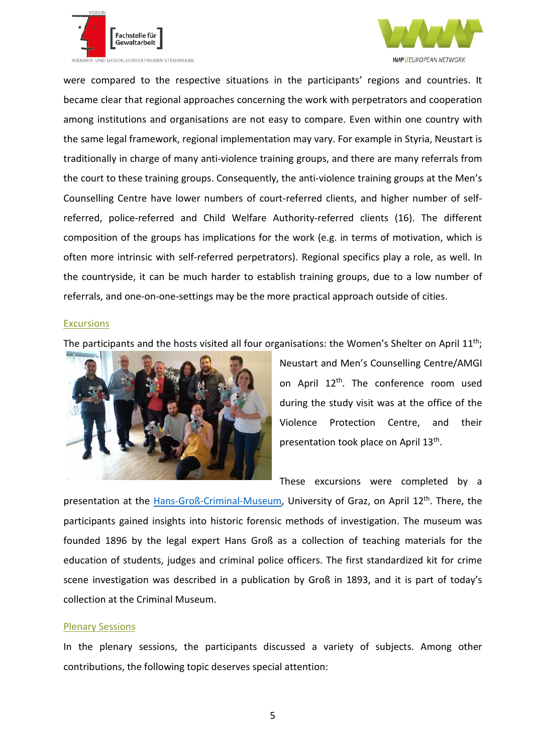were compared to the respective situations in the participants' regions and countries. It became clear that regional approaches concerning the work with perpetrators and cooperation among institutions and organisations are not easy to compare. Even within one country with the same legal framework, regional implementation may vary. For example in Styria, Neustart is traditionally in charge of many anti-violence training groups, and there are many referrals from the court to these training groups. Consequently, the anti-violence training groups at the Men's Counselling Centre have lower numbers of court-referred clients, and higher number of self-referred, police-referred and Child Welfare Authority-referred clients (16). The different composition of the groups has implications for the work (e.g. in terms of motivation, which is often more intrinsic with self-referred perpetrators). Regional specifics play a role, as well. In the countryside, it can be much harder to establish training groups, due to a low number of referrals, and one-on-one-settings may be the more practical approach outside of cities.

## Excursions

The participants and the hosts visited all four organisations: the Women's Shelter on April 11th; Neustart and Men's Counselling Centre/AMGI on April 12th. The conference room used during the study visit was at the office of the Violence Protection Centre, and their presentation took place on April 13th.

These excursions were completed by a presentation at the Hans-Groß-Criminal-Museum, University of Graz, on April 12th. There, the participants gained insights into historic forensic methods of investigation. The museum was founded 1896 by the legal expert Hans Groß as a collection of teaching materials for the education of students, judges and criminal police officers. The first standardized kit for crime scene investigation was described in a publication by Groß in 1893, and it is part of today's collection at the Criminal Museum.

## Plenary Sessions

In the plenary sessions, the participants discussed a variety of subjects. Among other contributions, the following topic deserves special attention: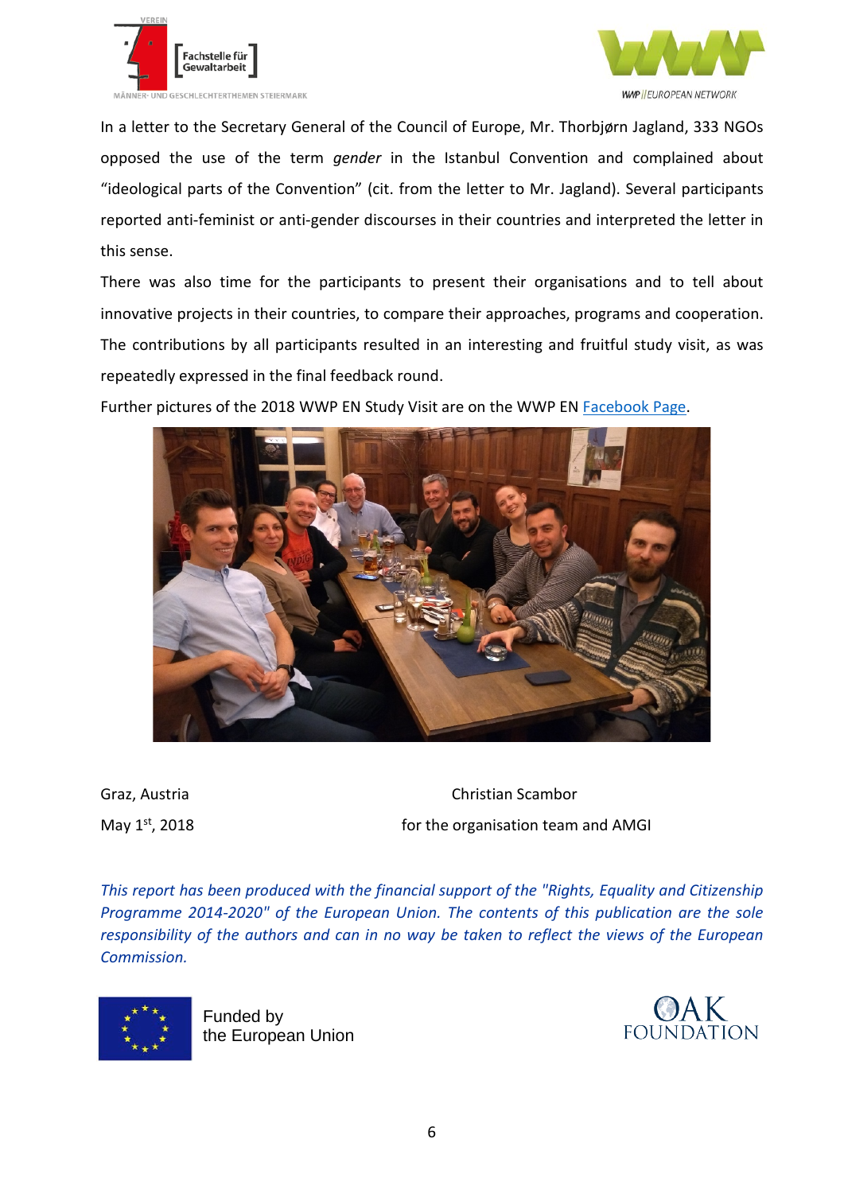In a letter to the Secretary General of the Council of Europe, Mr. Thorbjørn Jagland, 333 NGOs opposed the use of the term *gender* in the Istanbul Convention and complained about "ideological parts of the Convention" (cit. from the letter to Mr. Jagland). Several participants reported anti-feminist or anti-gender discourses in their countries and interpreted the letter in this sense.

There was also time for the participants to present their organisations and to tell about innovative projects in their countries, to compare their approaches, programs and cooperation. The contributions by all participants resulted in an interesting and fruitful study visit, as was repeatedly expressed in the final feedback round.

Further pictures of the 2018 WWP EN Study Visit are on the WWP EN Facebook Page.

Graz, Austria

May 1st, 2018

Christian Scambor

for the organisation team and AMGI

*This report has been produced with the financial support of the "Rights, Equality and Citizenship Programme 2014-2020" of the European Union. The contents of this publication are the sole responsibility of the authors and can in no way be taken to reflect the views of the European Commission.*

Funded by the European Union

OAK FOUNDATION